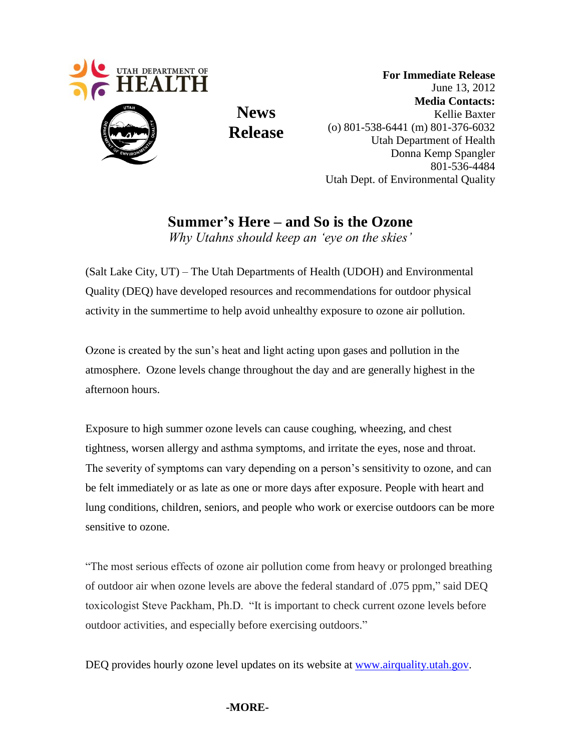UTAH DEPARTMENT OF HEALTH

**News Release**

**For Immediate Release**
June 13, 2012
**Media Contacts:**
Kellie Baxter
(o) 801-538-6441 (m) 801-376-6032
Utah Department of Health
Donna Kemp Spangler
801-536-4484
Utah Dept. of Environmental Quality

# Summer's Here – and So is the Ozone

*Why Utahns should keep an 'eye on the skies'*

(Salt Lake City, UT) – The Utah Departments of Health (UDOH) and Environmental Quality (DEQ) have developed resources and recommendations for outdoor physical activity in the summertime to help avoid unhealthy exposure to ozone air pollution.

Ozone is created by the sun's heat and light acting upon gases and pollution in the atmosphere. Ozone levels change throughout the day and are generally highest in the afternoon hours.

Exposure to high summer ozone levels can cause coughing, wheezing, and chest tightness, worsen allergy and asthma symptoms, and irritate the eyes, nose and throat. The severity of symptoms can vary depending on a person's sensitivity to ozone, and can be felt immediately or as late as one or more days after exposure. People with heart and lung conditions, children, seniors, and people who work or exercise outdoors can be more sensitive to ozone.

"The most serious effects of ozone air pollution come from heavy or prolonged breathing of outdoor air when ozone levels are above the federal standard of .075 ppm," said DEQ toxicologist Steve Packham, Ph.D. "It is important to check current ozone levels before outdoor activities, and especially before exercising outdoors."

DEQ provides hourly ozone level updates on its website at [www.airquality.utah.gov](http://www.airquality.utah.gov).

**-MORE-**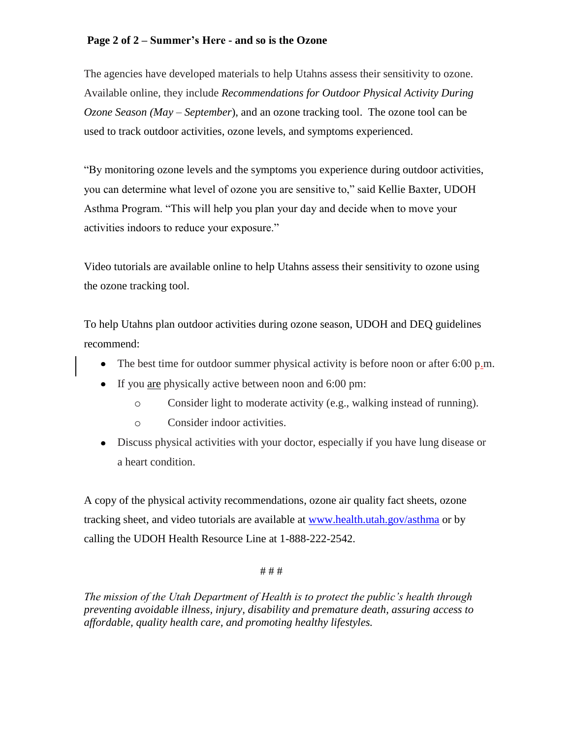The agencies have developed materials to help Utahns assess their sensitivity to ozone. Available online, they include *Recommendations for Outdoor Physical Activity During Ozone Season (May – September*), and an ozone tracking tool. The ozone tool can be used to track outdoor activities, ozone levels, and symptoms experienced.

"By monitoring ozone levels and the symptoms you experience during outdoor activities, you can determine what level of ozone you are sensitive to," said Kellie Baxter, UDOH Asthma Program. "This will help you plan your day and decide when to move your activities indoors to reduce your exposure."

Video tutorials are available online to help Utahns assess their sensitivity to ozone using the ozone tracking tool.

To help Utahns plan outdoor activities during ozone season, UDOH and DEQ guidelines recommend:

- The best time for outdoor summer physical activity is before noon or after 6:00 p.m.
- If you are physically active between noon and 6:00 pm:
  - Consider light to moderate activity (e.g., walking instead of running).
  - Consider indoor activities.
- Discuss physical activities with your doctor, especially if you have lung disease or a heart condition.

A copy of the physical activity recommendations, ozone air quality fact sheets, ozone tracking sheet, and video tutorials are available at [www.health.utah.gov/asthma](http://www.health.utah.gov/asthma) or by calling the UDOH Health Resource Line at 1-888-222-2542.

# # #

*The mission of the Utah Department of Health is to protect the public's health through preventing avoidable illness, injury, disability and premature death, assuring access to affordable, quality health care, and promoting healthy lifestyles.*